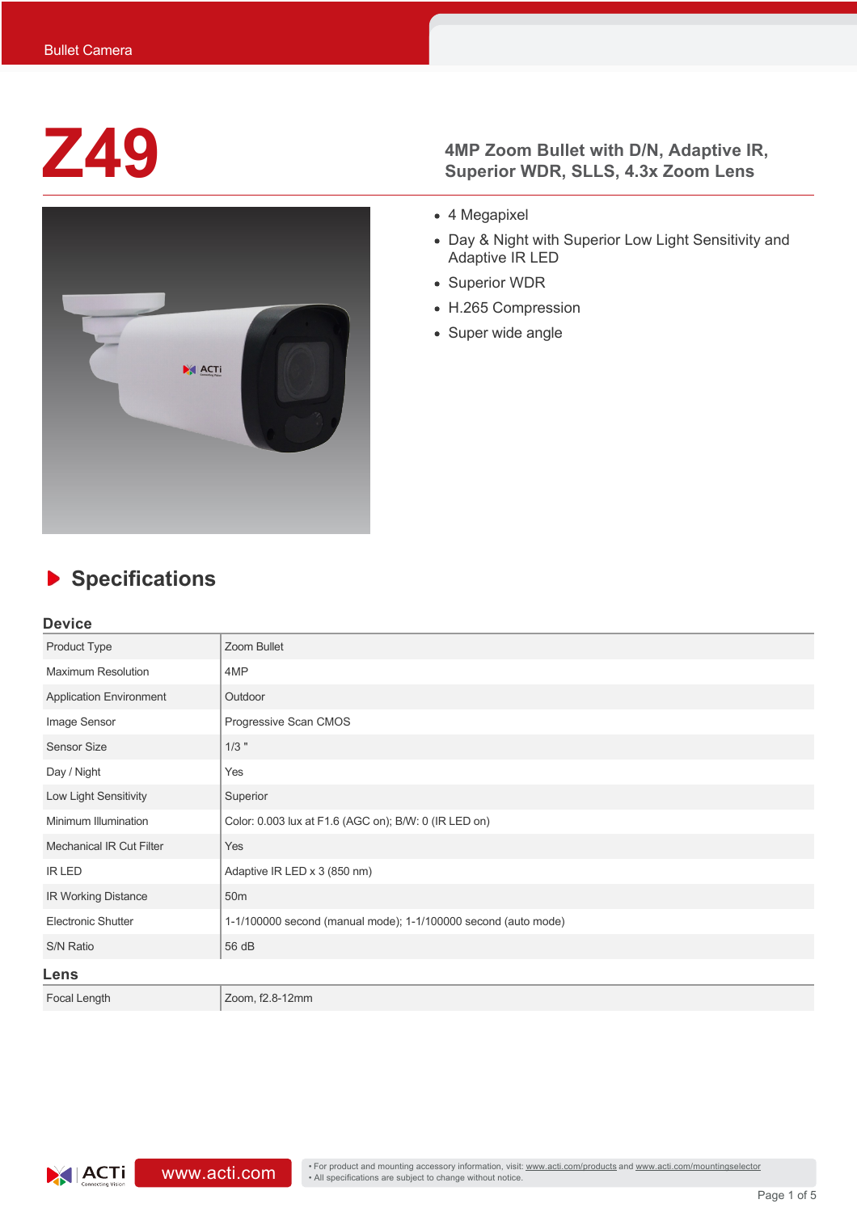Bullet Camera

# Z49

**4MP Zoom Bullet with D/N, Adaptive IR, Superior WDR, SLLS, 4.3x Zoom Lens**

- 4 Megapixel
- Day & Night with Superior Low Light Sensitivity and Adaptive IR LED
- Superior WDR
- H.265 Compression
- Super wide angle

## Specifications

### Device

| | |
|---|---|
| Product Type | Zoom Bullet |
| Maximum Resolution | 4MP |
| Application Environment | Outdoor |
| Image Sensor | Progressive Scan CMOS |
| Sensor Size | 1/3 " |
| Day / Night | Yes |
| Low Light Sensitivity | Superior |
| Minimum Illumination | Color: 0.003 lux at F1.6 (AGC on); B/W: 0 (IR LED on) |
| Mechanical IR Cut Filter | Yes |
| IR LED | Adaptive IR LED x 3 (850 nm) |
| IR Working Distance | 50m |
| Electronic Shutter | 1-1/100000 second (manual mode); 1-1/100000 second (auto mode) |
| S/N Ratio | 56 dB |

### Lens

| | |
|---|---|
| Focal Length | Zoom, f2.8-12mm |

www.acti.com

- For product and mounting accessory information, visit: www.acti.com/products and www.acti.com/mountingselector
- All specifications are subject to change without notice.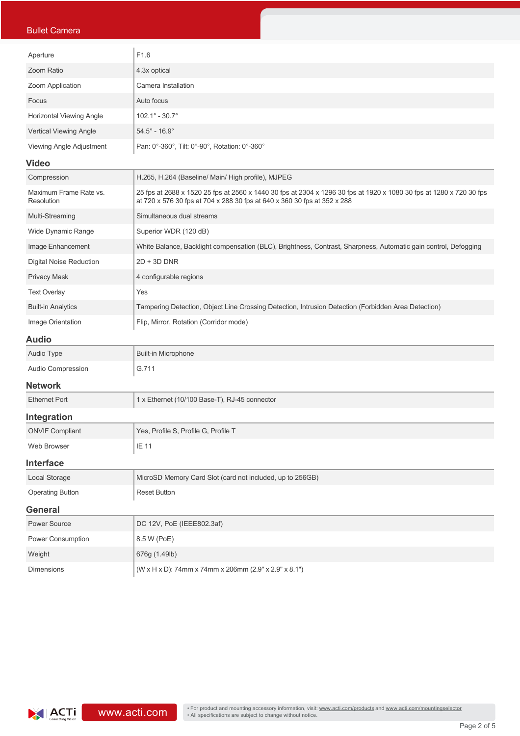| | |
|---|---|
| Aperture | F1.6 |
| Zoom Ratio | 4.3x optical |
| Zoom Application | Camera Installation |
| Focus | Auto focus |
| Horizontal Viewing Angle | 102.1° - 30.7° |
| Vertical Viewing Angle | 54.5° - 16.9° |
| Viewing Angle Adjustment | Pan: 0°-360°, Tilt: 0°-90°, Rotation: 0°-360° |

## Video

| | |
|---|---|
| Compression | H.265, H.264 (Baseline/ Main/ High profile), MJPEG |
| Maximum Frame Rate vs. Resolution | 25 fps at 2688 x 1520 25 fps at 2560 x 1440 30 fps at 2304 x 1296 30 fps at 1920 x 1080 30 fps at 1280 x 720 30 fps at 720 x 576 30 fps at 704 x 288 30 fps at 640 x 360 30 fps at 352 x 288 |
| Multi-Streaming | Simultaneous dual streams |
| Wide Dynamic Range | Superior WDR (120 dB) |
| Image Enhancement | White Balance, Backlight compensation (BLC), Brightness, Contrast, Sharpness, Automatic gain control, Defogging |
| Digital Noise Reduction | 2D + 3D DNR |
| Privacy Mask | 4 configurable regions |
| Text Overlay | Yes |
| Built-in Analytics | Tampering Detection, Object Line Crossing Detection, Intrusion Detection (Forbidden Area Detection) |
| Image Orientation | Flip, Mirror, Rotation (Corridor mode) |

## Audio

| | |
|---|---|
| Audio Type | Built-in Microphone |
| Audio Compression | G.711 |

## Network

| | |
|---|---|
| Ethernet Port | 1 x Ethernet (10/100 Base-T), RJ-45 connector |

## Integration

| | |
|---|---|
| ONVIF Compliant | Yes, Profile S, Profile G, Profile T |
| Web Browser | IE 11 |

## Interface

| | |
|---|---|
| Local Storage | MicroSD Memory Card Slot (card not included, up to 256GB) |
| Operating Button | Reset Button |

## General

| | |
|---|---|
| Power Source | DC 12V, PoE (IEEE802.3af) |
| Power Consumption | 8.5 W (PoE) |
| Weight | 676g (1.49lb) |
| Dimensions | (W x H x D): 74mm x 74mm x 206mm (2.9" x 2.9" x 8.1") |

- For product and mounting accessory information, visit: www.acti.com/products and www.acti.com/mountingselector
- All specifications are subject to change without notice.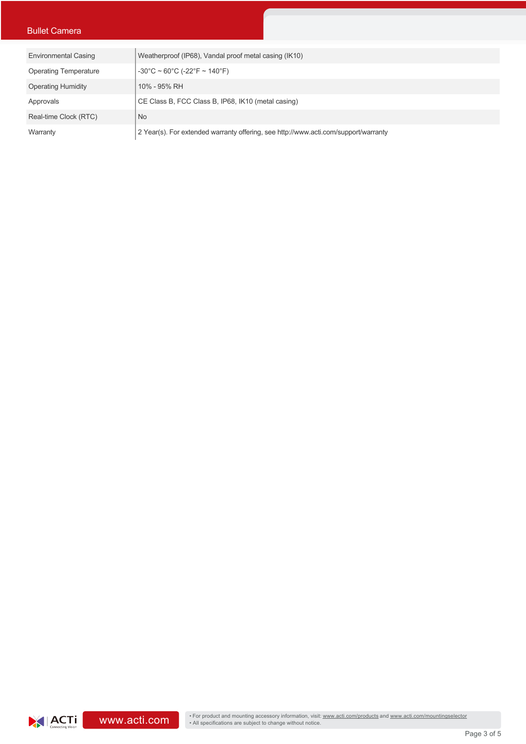| | |
|---|---|
| Environmental Casing | Weatherproof (IP68), Vandal proof metal casing (IK10) |
| Operating Temperature | -30°C ~ 60°C (-22°F ~ 140°F) |
| Operating Humidity | 10% - 95% RH |
| Approvals | CE Class B, FCC Class B, IP68, IK10 (metal casing) |
| Real-time Clock (RTC) | No |
| Warranty | 2 Year(s). For extended warranty offering, see http://www.acti.com/support/warranty |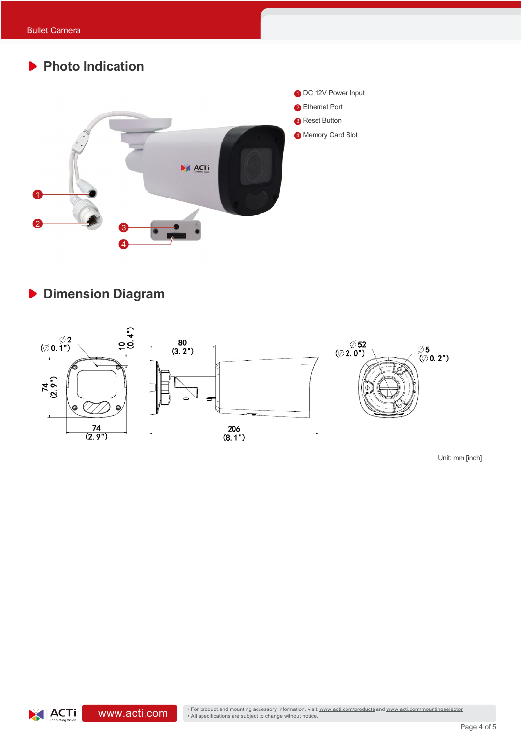## Photo Indication

1. DC 12V Power Input
2. Ethernet Port
3. Reset Button
4. Memory Card Slot

## Dimension Diagram

Unit: mm [inch]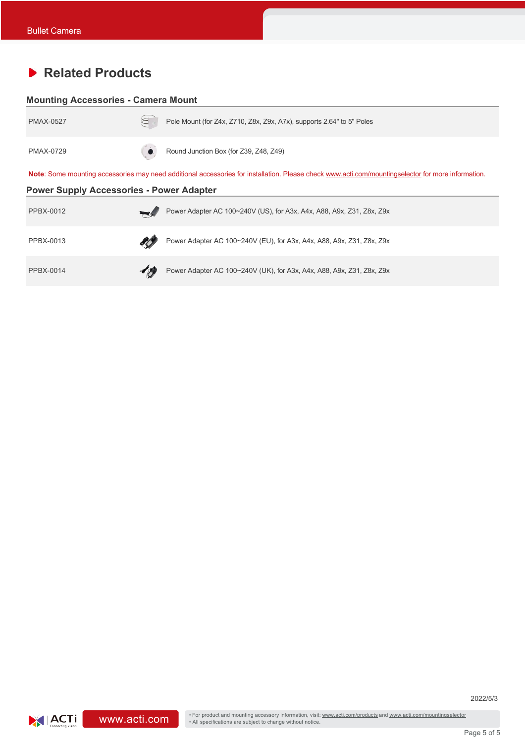# Related Products

## Mounting Accessories - Camera Mount

| | |
|---|---|
| PMAX-0527 | Pole Mount (for Z4x, Z710, Z8x, Z9x, A7x), supports 2.64" to 5" Poles |
| PMAX-0729 | Round Junction Box (for Z39, Z48, Z49) |

**Note**: Some mounting accessories may need additional accessories for installation. Please check www.acti.com/mountingselector for more information.

## Power Supply Accessories - Power Adapter

| | |
|---|---|
| PPBX-0012 | Power Adapter AC 100~240V (US), for A3x, A4x, A88, A9x, Z31, Z8x, Z9x |
| PPBX-0013 | Power Adapter AC 100~240V (EU), for A3x, A4x, A88, A9x, Z31, Z8x, Z9x |
| PPBX-0014 | Power Adapter AC 100~240V (UK), for A3x, A4x, A88, A9x, Z31, Z8x, Z9x |

2022/5/3